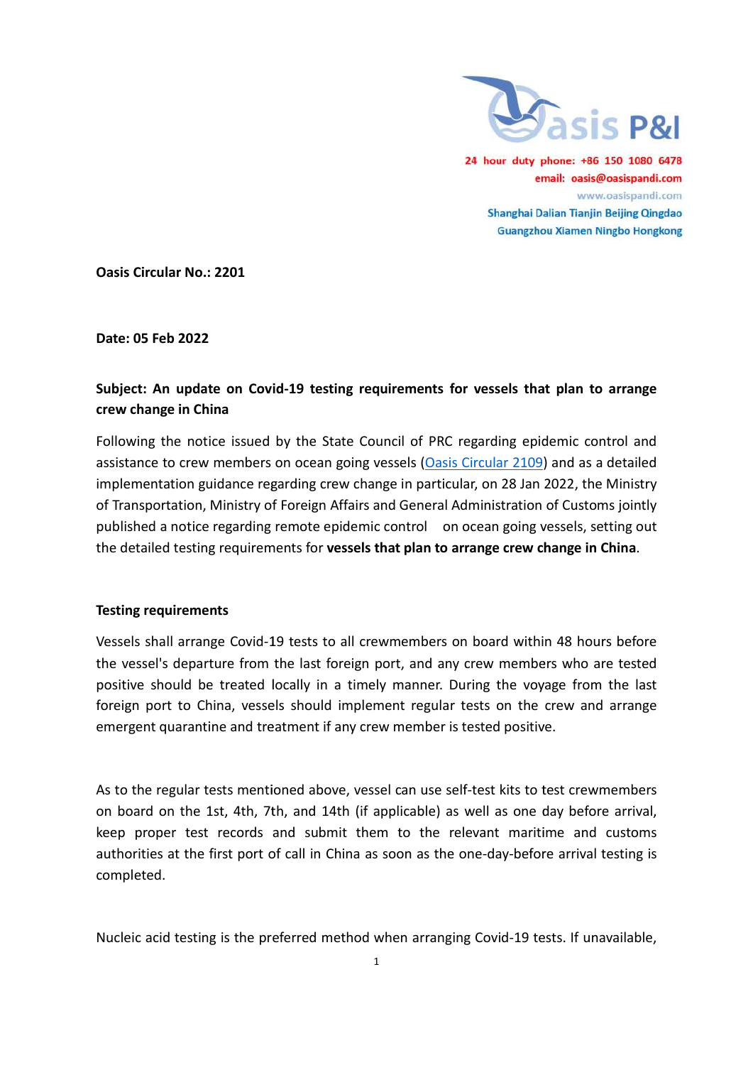Oasis P&I

24 hour duty phone: +86 150 1080 6478
email: oasis@oasispandi.com
www.oasispandi.com
Shanghai Dalian Tianjin Beijing Qingdao
Guangzhou Xiamen Ningbo Hongkong

**Oasis Circular No.: 2201**

**Date: 05 Feb 2022**

**Subject: An update on Covid-19 testing requirements for vessels that plan to arrange crew change in China**

Following the notice issued by the State Council of PRC regarding epidemic control and assistance to crew members on ocean going vessels (Oasis Circular 2109) and as a detailed implementation guidance regarding crew change in particular, on 28 Jan 2022, the Ministry of Transportation, Ministry of Foreign Affairs and General Administration of Customs jointly published a notice regarding remote epidemic control on ocean going vessels, setting out the detailed testing requirements for **vessels that plan to arrange crew change in China**.

**Testing requirements**

Vessels shall arrange Covid-19 tests to all crewmembers on board within 48 hours before the vessel's departure from the last foreign port, and any crew members who are tested positive should be treated locally in a timely manner. During the voyage from the last foreign port to China, vessels should implement regular tests on the crew and arrange emergent quarantine and treatment if any crew member is tested positive.

As to the regular tests mentioned above, vessel can use self-test kits to test crewmembers on board on the 1st, 4th, 7th, and 14th (if applicable) as well as one day before arrival, keep proper test records and submit them to the relevant maritime and customs authorities at the first port of call in China as soon as the one-day-before arrival testing is completed.

Nucleic acid testing is the preferred method when arranging Covid-19 tests. If unavailable,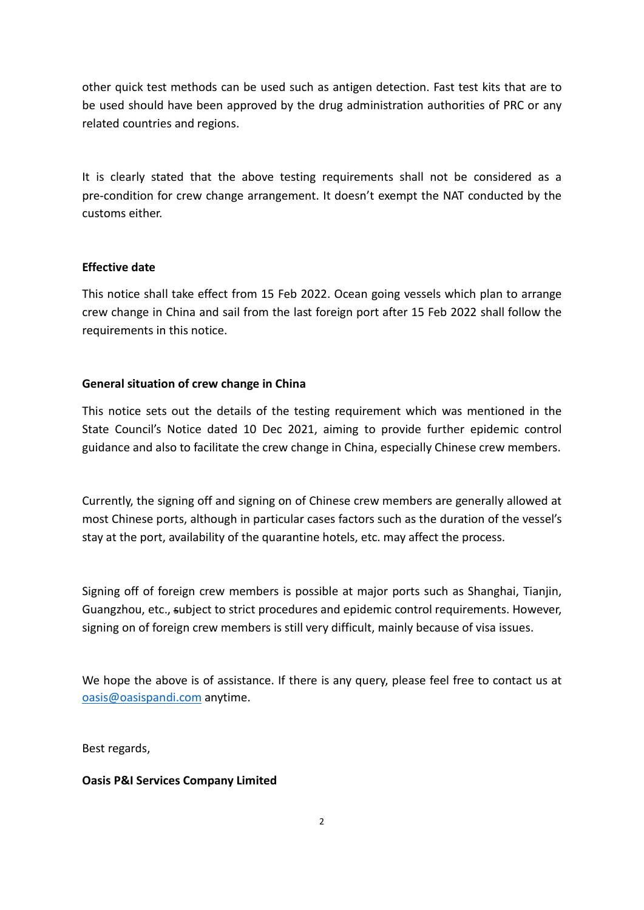other quick test methods can be used such as antigen detection. Fast test kits that are to be used should have been approved by the drug administration authorities of PRC or any related countries and regions.

It is clearly stated that the above testing requirements shall not be considered as a pre-condition for crew change arrangement. It doesn't exempt the NAT conducted by the customs either.

**Effective date**

This notice shall take effect from 15 Feb 2022. Ocean going vessels which plan to arrange crew change in China and sail from the last foreign port after 15 Feb 2022 shall follow the requirements in this notice.

**General situation of crew change in China**

This notice sets out the details of the testing requirement which was mentioned in the State Council's Notice dated 10 Dec 2021, aiming to provide further epidemic control guidance and also to facilitate the crew change in China, especially Chinese crew members.

Currently, the signing off and signing on of Chinese crew members are generally allowed at most Chinese ports, although in particular cases factors such as the duration of the vessel's stay at the port, availability of the quarantine hotels, etc. may affect the process.

Signing off of foreign crew members is possible at major ports such as Shanghai, Tianjin, Guangzhou, etc., subject to strict procedures and epidemic control requirements. However, signing on of foreign crew members is still very difficult, mainly because of visa issues.

We hope the above is of assistance. If there is any query, please feel free to contact us at oasis@oasispandi.com anytime.

Best regards,

**Oasis P&I Services Company Limited**